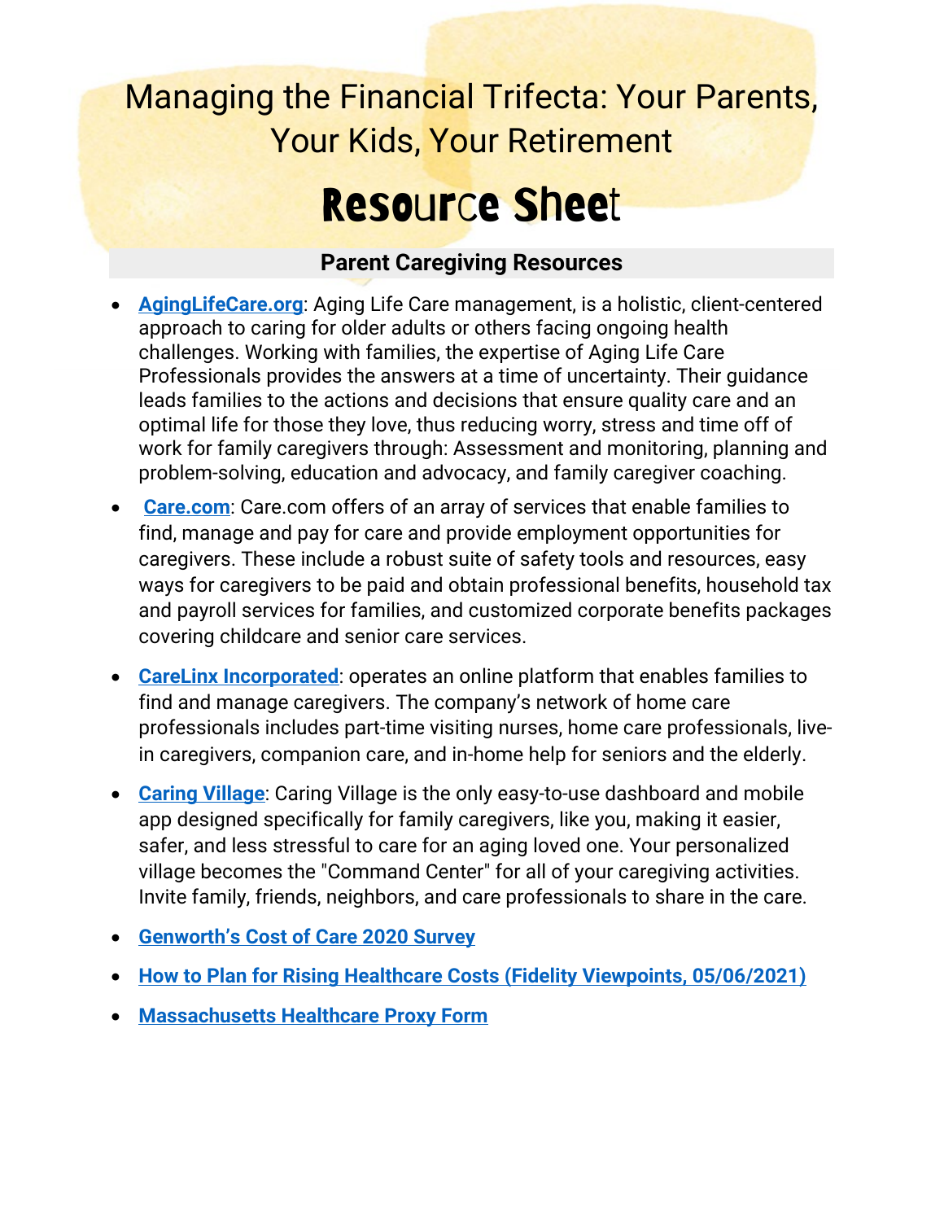# Managing the Financial Trifecta: Your Parents, Your Kids, Your Retirement

# Resource Sheet

## Parent Caregiving Resources

- **AgingLifeCare.org**: Aging Life Care management, is a holistic, client-centered approach to caring for older adults or others facing ongoing health challenges. Working with families, the expertise of Aging Life Care Professionals provides the answers at a time of uncertainty. Their guidance leads families to the actions and decisions that ensure quality care and an optimal life for those they love, thus reducing worry, stress and time off of work for family caregivers through: Assessment and monitoring, planning and problem-solving, education and advocacy, and family caregiver coaching.
- **Care.com**: Care.com offers of an array of services that enable families to find, manage and pay for care and provide employment opportunities for caregivers. These include a robust suite of safety tools and resources, easy ways for caregivers to be paid and obtain professional benefits, household tax and payroll services for families, and customized corporate benefits packages covering childcare and senior care services.
- **CareLinx Incorporated**: operates an online platform that enables families to find and manage caregivers. The company's network of home care professionals includes part-time visiting nurses, home care professionals, live-in caregivers, companion care, and in-home help for seniors and the elderly.
- **Caring Village**: Caring Village is the only easy-to-use dashboard and mobile app designed specifically for family caregivers, like you, making it easier, safer, and less stressful to care for an aging loved one. Your personalized village becomes the "Command Center" for all of your caregiving activities. Invite family, friends, neighbors, and care professionals to share in the care.
- **Genworth's Cost of Care 2020 Survey**
- **How to Plan for Rising Healthcare Costs (Fidelity Viewpoints, 05/06/2021)**
- **Massachusetts Healthcare Proxy Form**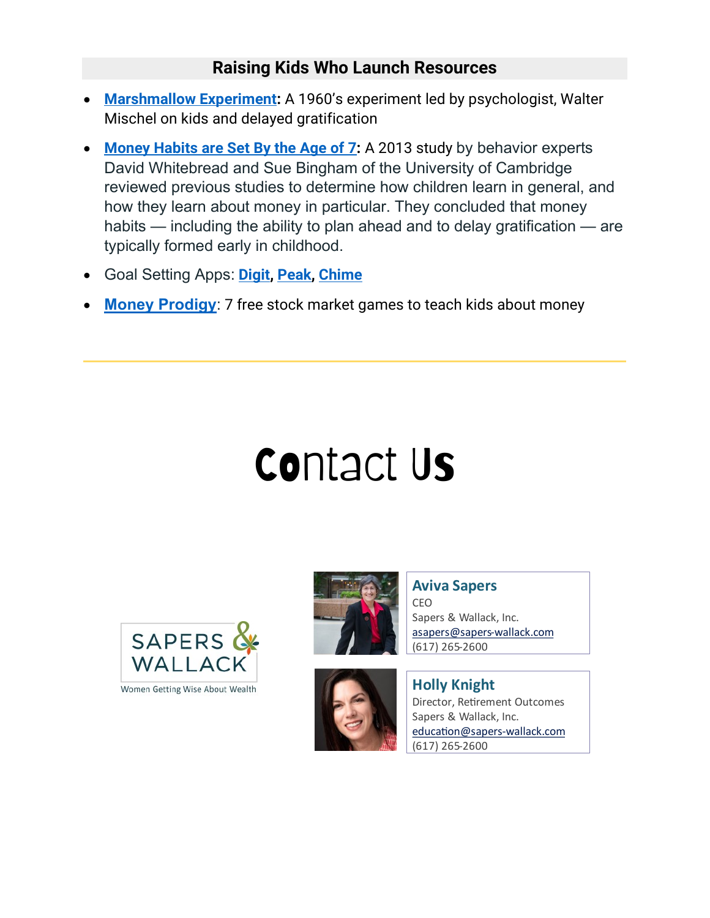## Raising Kids Who Launch Resources

- **Marshmallow Experiment:** A 1960's experiment led by psychologist, Walter Mischel on kids and delayed gratification
- **Money Habits are Set By the Age of 7:** A 2013 study by behavior experts David Whitebread and Sue Bingham of the University of Cambridge reviewed previous studies to determine how children learn in general, and how they learn about money in particular. They concluded that money habits — including the ability to plan ahead and to delay gratification — are typically formed early in childhood.
- Goal Setting Apps: **Digit**, **Peak**, **Chime**
- **Money Prodigy**: 7 free stock market games to teach kids about money

---

# Contact Us

SAPERS & WALLACK
Women Getting Wise About Wealth

**Aviva Sapers**
CEO
Sapers & Wallack, Inc.
asapers@sapers-wallack.com
(617) 265-2600

**Holly Knight**
Director, Retirement Outcomes
Sapers & Wallack, Inc.
education@sapers-wallack.com
(617) 265-2600